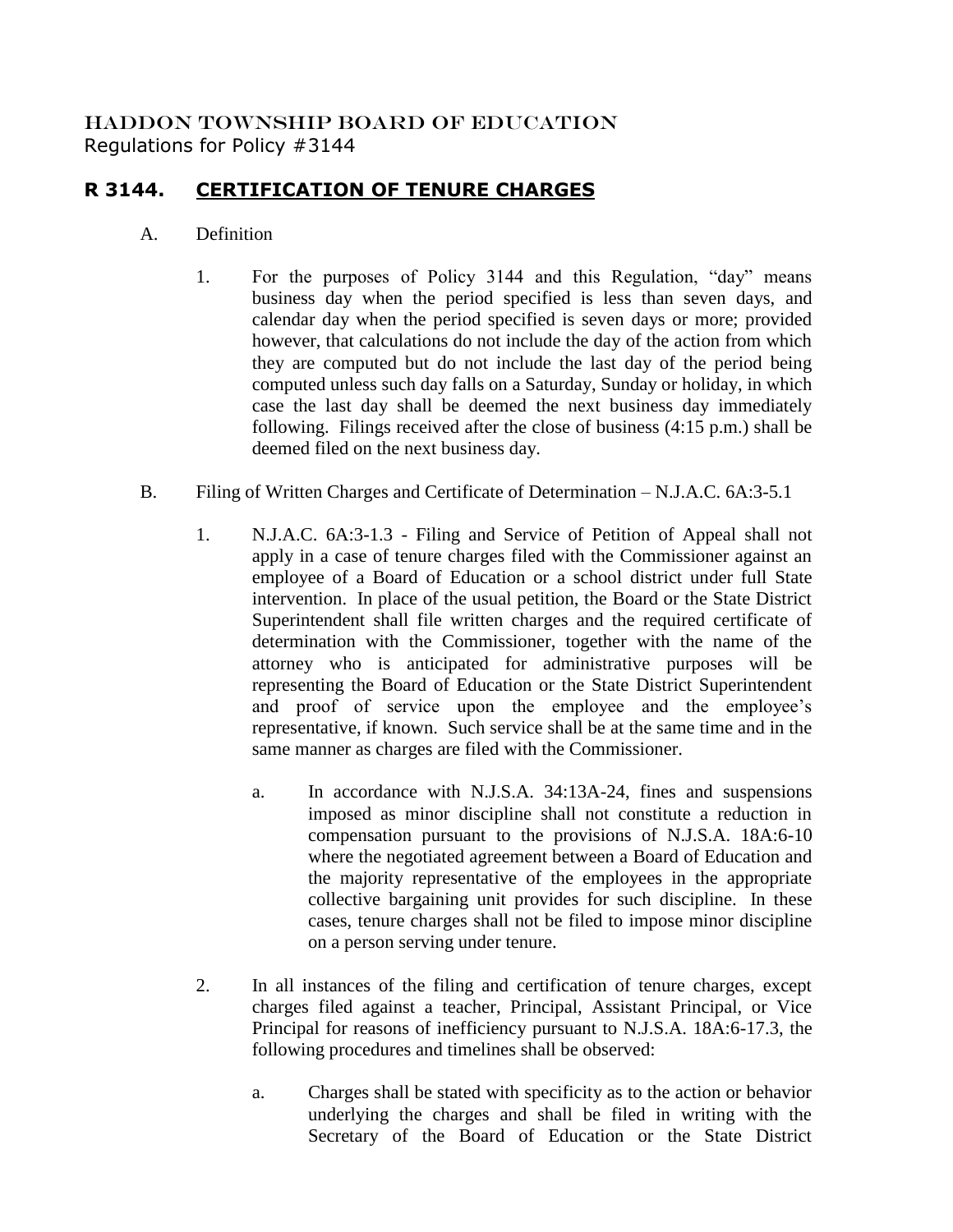HADDON TOWNSHIP BOARD OF EDUCATION
Regulations for Policy #3144

# R 3144. CERTIFICATION OF TENURE CHARGES

A. Definition

1. For the purposes of Policy 3144 and this Regulation, "day" means business day when the period specified is less than seven days, and calendar day when the period specified is seven days or more; provided however, that calculations do not include the day of the action from which they are computed but do not include the last day of the period being computed unless such day falls on a Saturday, Sunday or holiday, in which case the last day shall be deemed the next business day immediately following. Filings received after the close of business (4:15 p.m.) shall be deemed filed on the next business day.

B. Filing of Written Charges and Certificate of Determination – N.J.A.C. 6A:3-5.1

1. N.J.A.C. 6A:3-1.3 - Filing and Service of Petition of Appeal shall not apply in a case of tenure charges filed with the Commissioner against an employee of a Board of Education or a school district under full State intervention. In place of the usual petition, the Board or the State District Superintendent shall file written charges and the required certificate of determination with the Commissioner, together with the name of the attorney who is anticipated for administrative purposes will be representing the Board of Education or the State District Superintendent and proof of service upon the employee and the employee's representative, if known. Such service shall be at the same time and in the same manner as charges are filed with the Commissioner.

   a. In accordance with N.J.S.A. 34:13A-24, fines and suspensions imposed as minor discipline shall not constitute a reduction in compensation pursuant to the provisions of N.J.S.A. 18A:6-10 where the negotiated agreement between a Board of Education and the majority representative of the employees in the appropriate collective bargaining unit provides for such discipline. In these cases, tenure charges shall not be filed to impose minor discipline on a person serving under tenure.

2. In all instances of the filing and certification of tenure charges, except charges filed against a teacher, Principal, Assistant Principal, or Vice Principal for reasons of inefficiency pursuant to N.J.S.A. 18A:6-17.3, the following procedures and timelines shall be observed:

   a. Charges shall be stated with specificity as to the action or behavior underlying the charges and shall be filed in writing with the Secretary of the Board of Education or the State District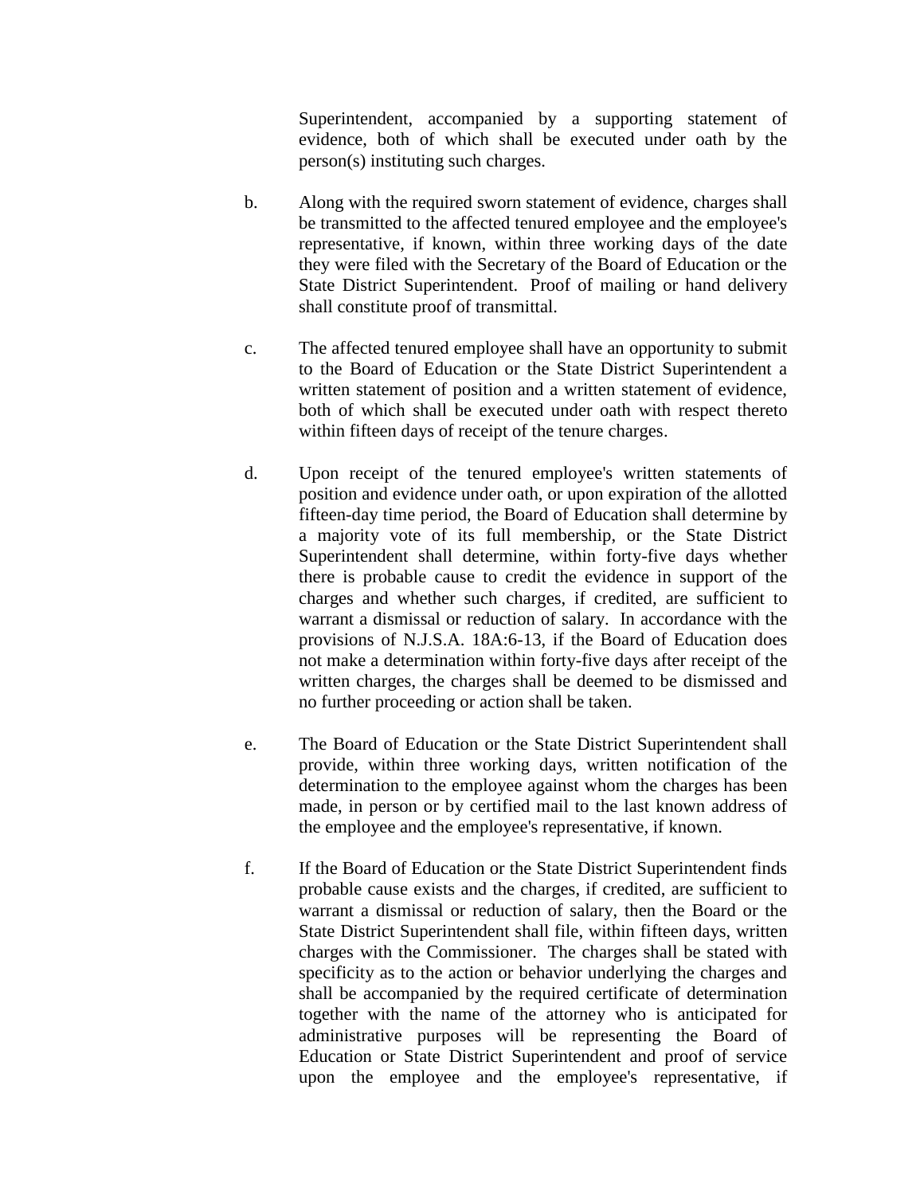Superintendent, accompanied by a supporting statement of evidence, both of which shall be executed under oath by the person(s) instituting such charges.

b. Along with the required sworn statement of evidence, charges shall be transmitted to the affected tenured employee and the employee's representative, if known, within three working days of the date they were filed with the Secretary of the Board of Education or the State District Superintendent. Proof of mailing or hand delivery shall constitute proof of transmittal.

c. The affected tenured employee shall have an opportunity to submit to the Board of Education or the State District Superintendent a written statement of position and a written statement of evidence, both of which shall be executed under oath with respect thereto within fifteen days of receipt of the tenure charges.

d. Upon receipt of the tenured employee's written statements of position and evidence under oath, or upon expiration of the allotted fifteen-day time period, the Board of Education shall determine by a majority vote of its full membership, or the State District Superintendent shall determine, within forty-five days whether there is probable cause to credit the evidence in support of the charges and whether such charges, if credited, are sufficient to warrant a dismissal or reduction of salary. In accordance with the provisions of N.J.S.A. 18A:6-13, if the Board of Education does not make a determination within forty-five days after receipt of the written charges, the charges shall be deemed to be dismissed and no further proceeding or action shall be taken.

e. The Board of Education or the State District Superintendent shall provide, within three working days, written notification of the determination to the employee against whom the charges has been made, in person or by certified mail to the last known address of the employee and the employee's representative, if known.

f. If the Board of Education or the State District Superintendent finds probable cause exists and the charges, if credited, are sufficient to warrant a dismissal or reduction of salary, then the Board or the State District Superintendent shall file, within fifteen days, written charges with the Commissioner. The charges shall be stated with specificity as to the action or behavior underlying the charges and shall be accompanied by the required certificate of determination together with the name of the attorney who is anticipated for administrative purposes will be representing the Board of Education or State District Superintendent and proof of service upon the employee and the employee's representative, if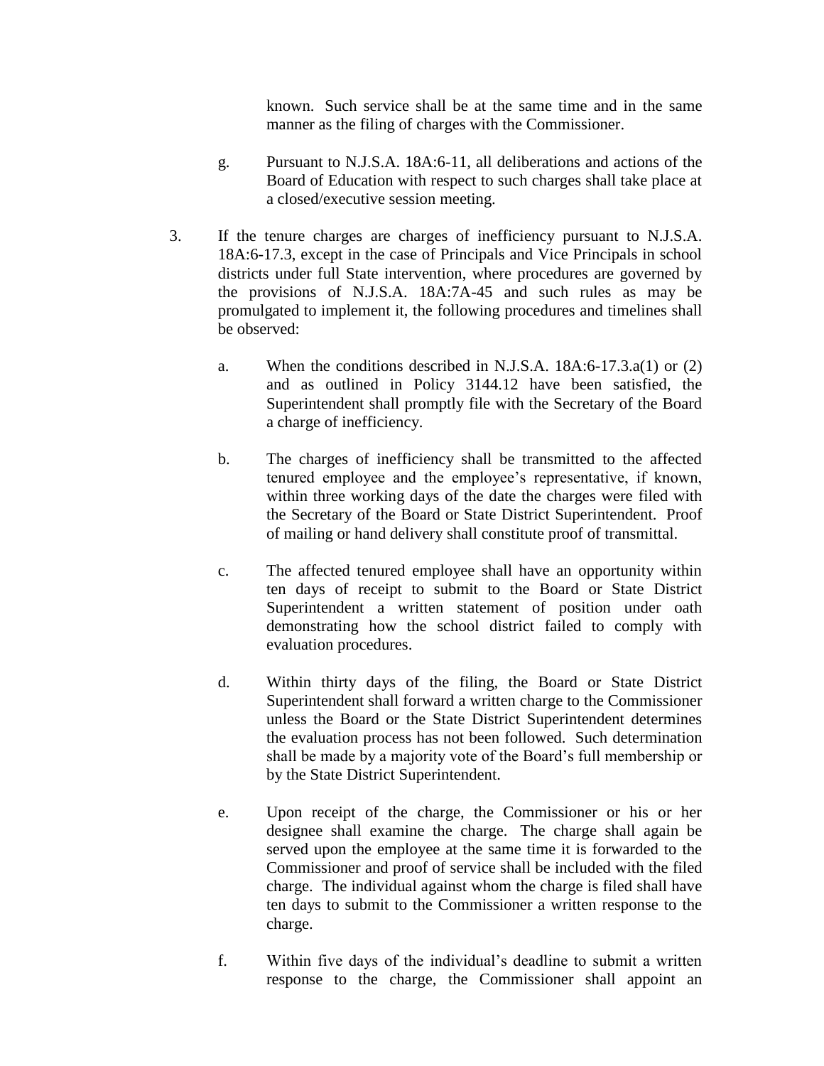known. Such service shall be at the same time and in the same manner as the filing of charges with the Commissioner.

g. Pursuant to N.J.S.A. 18A:6-11, all deliberations and actions of the Board of Education with respect to such charges shall take place at a closed/executive session meeting.

3. If the tenure charges are charges of inefficiency pursuant to N.J.S.A. 18A:6-17.3, except in the case of Principals and Vice Principals in school districts under full State intervention, where procedures are governed by the provisions of N.J.S.A. 18A:7A-45 and such rules as may be promulgated to implement it, the following procedures and timelines shall be observed:

   a. When the conditions described in N.J.S.A. 18A:6-17.3.a(1) or (2) and as outlined in Policy 3144.12 have been satisfied, the Superintendent shall promptly file with the Secretary of the Board a charge of inefficiency.

   b. The charges of inefficiency shall be transmitted to the affected tenured employee and the employee's representative, if known, within three working days of the date the charges were filed with the Secretary of the Board or State District Superintendent. Proof of mailing or hand delivery shall constitute proof of transmittal.

   c. The affected tenured employee shall have an opportunity within ten days of receipt to submit to the Board or State District Superintendent a written statement of position under oath demonstrating how the school district failed to comply with evaluation procedures.

   d. Within thirty days of the filing, the Board or State District Superintendent shall forward a written charge to the Commissioner unless the Board or the State District Superintendent determines the evaluation process has not been followed. Such determination shall be made by a majority vote of the Board's full membership or by the State District Superintendent.

   e. Upon receipt of the charge, the Commissioner or his or her designee shall examine the charge. The charge shall again be served upon the employee at the same time it is forwarded to the Commissioner and proof of service shall be included with the filed charge. The individual against whom the charge is filed shall have ten days to submit to the Commissioner a written response to the charge.

   f. Within five days of the individual's deadline to submit a written response to the charge, the Commissioner shall appoint an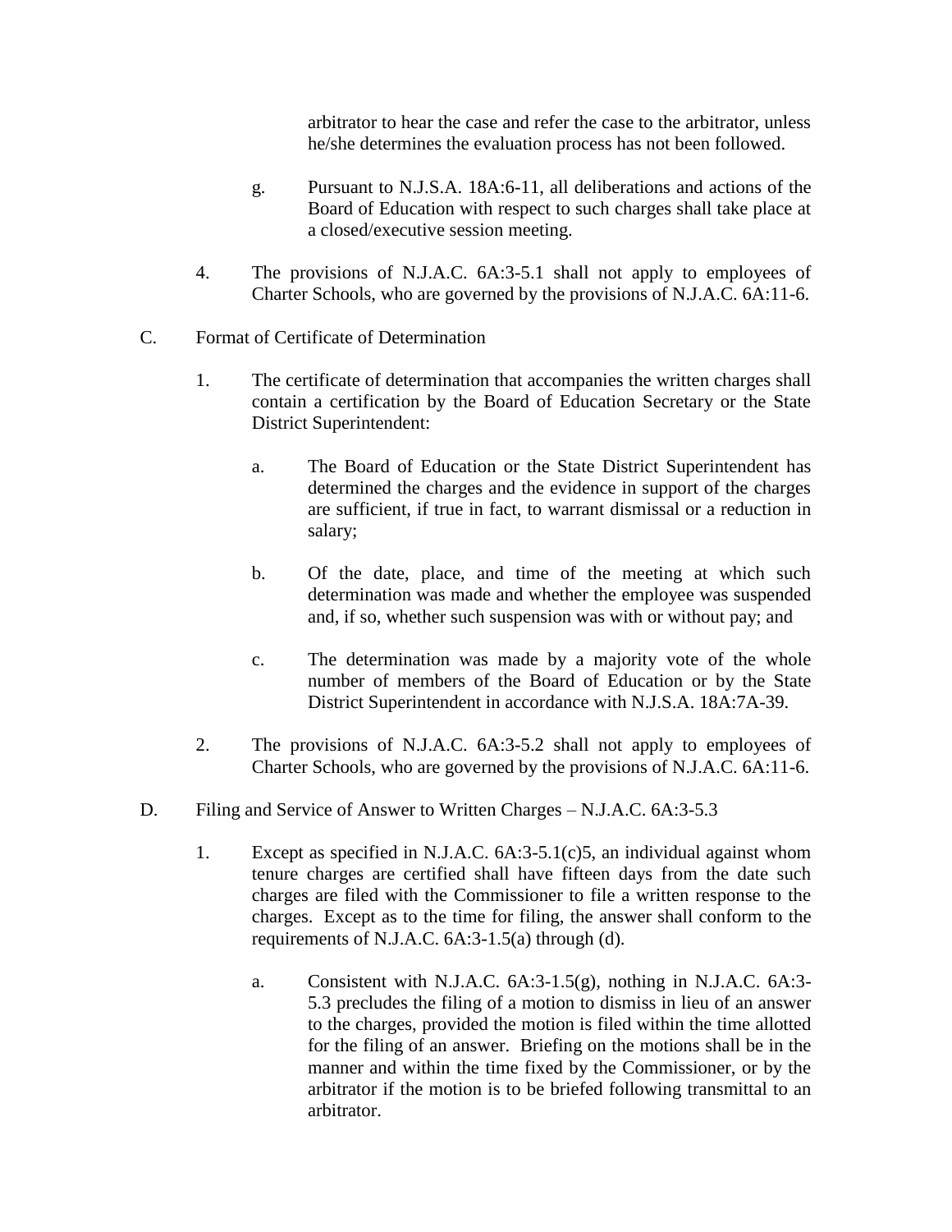arbitrator to hear the case and refer the case to the arbitrator, unless he/she determines the evaluation process has not been followed.

g. Pursuant to N.J.S.A. 18A:6-11, all deliberations and actions of the Board of Education with respect to such charges shall take place at a closed/executive session meeting.

4. The provisions of N.J.A.C. 6A:3-5.1 shall not apply to employees of Charter Schools, who are governed by the provisions of N.J.A.C. 6A:11-6.

C. Format of Certificate of Determination

1. The certificate of determination that accompanies the written charges shall contain a certification by the Board of Education Secretary or the State District Superintendent:

   a. The Board of Education or the State District Superintendent has determined the charges and the evidence in support of the charges are sufficient, if true in fact, to warrant dismissal or a reduction in salary;

   b. Of the date, place, and time of the meeting at which such determination was made and whether the employee was suspended and, if so, whether such suspension was with or without pay; and

   c. The determination was made by a majority vote of the whole number of members of the Board of Education or by the State District Superintendent in accordance with N.J.S.A. 18A:7A-39.

2. The provisions of N.J.A.C. 6A:3-5.2 shall not apply to employees of Charter Schools, who are governed by the provisions of N.J.A.C. 6A:11-6.

D. Filing and Service of Answer to Written Charges – N.J.A.C. 6A:3-5.3

1. Except as specified in N.J.A.C. 6A:3-5.1(c)5, an individual against whom tenure charges are certified shall have fifteen days from the date such charges are filed with the Commissioner to file a written response to the charges. Except as to the time for filing, the answer shall conform to the requirements of N.J.A.C. 6A:3-1.5(a) through (d).

   a. Consistent with N.J.A.C. 6A:3-1.5(g), nothing in N.J.A.C. 6A:3-5.3 precludes the filing of a motion to dismiss in lieu of an answer to the charges, provided the motion is filed within the time allotted for the filing of an answer. Briefing on the motions shall be in the manner and within the time fixed by the Commissioner, or by the arbitrator if the motion is to be briefed following transmittal to an arbitrator.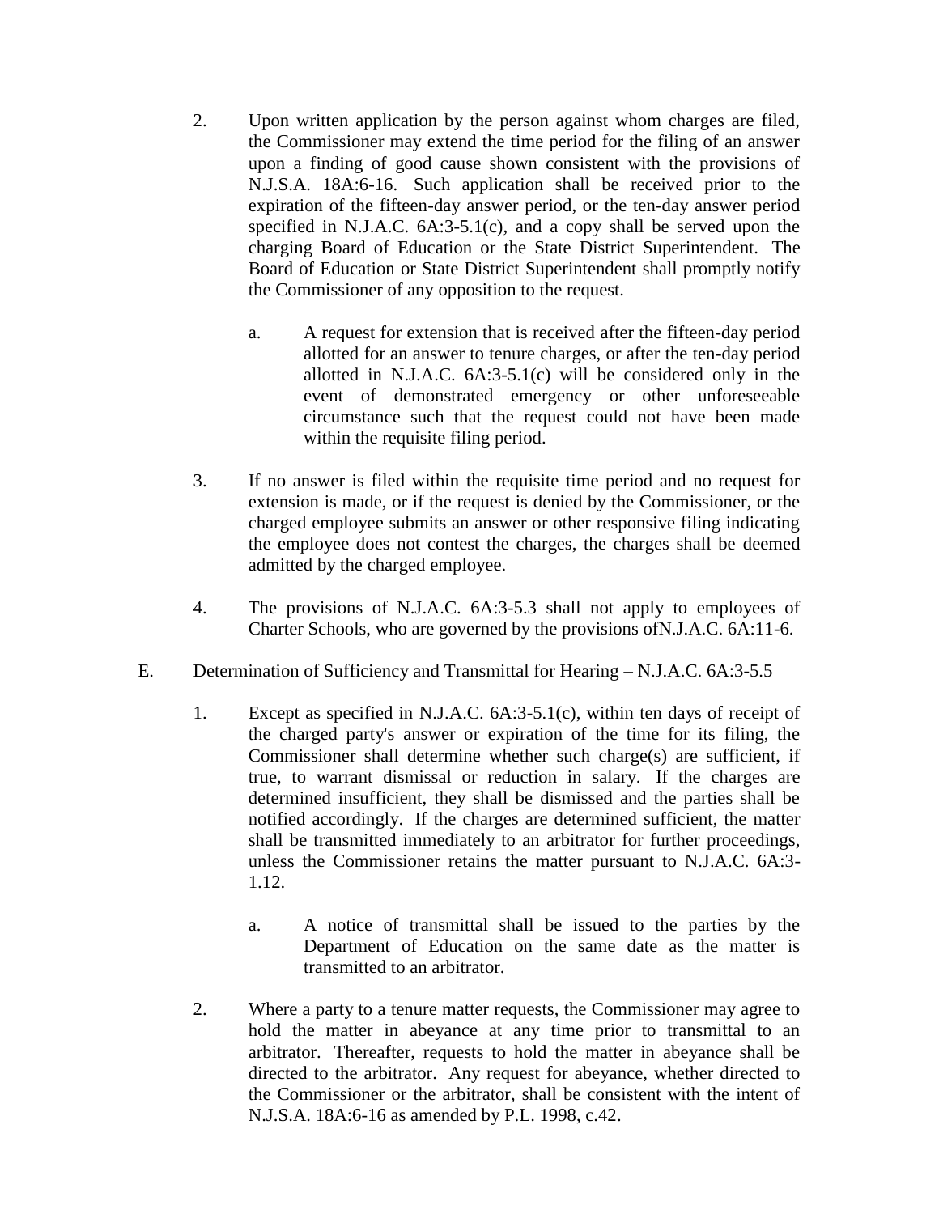2. Upon written application by the person against whom charges are filed, the Commissioner may extend the time period for the filing of an answer upon a finding of good cause shown consistent with the provisions of N.J.S.A. 18A:6-16. Such application shall be received prior to the expiration of the fifteen-day answer period, or the ten-day answer period specified in N.J.A.C. 6A:3-5.1(c), and a copy shall be served upon the charging Board of Education or the State District Superintendent. The Board of Education or State District Superintendent shall promptly notify the Commissioner of any opposition to the request.

   a. A request for extension that is received after the fifteen-day period allotted for an answer to tenure charges, or after the ten-day period allotted in N.J.A.C. 6A:3-5.1(c) will be considered only in the event of demonstrated emergency or other unforeseeable circumstance such that the request could not have been made within the requisite filing period.

3. If no answer is filed within the requisite time period and no request for extension is made, or if the request is denied by the Commissioner, or the charged employee submits an answer or other responsive filing indicating the employee does not contest the charges, the charges shall be deemed admitted by the charged employee.

4. The provisions of N.J.A.C. 6A:3-5.3 shall not apply to employees of Charter Schools, who are governed by the provisions ofN.J.A.C. 6A:11-6.

E. Determination of Sufficiency and Transmittal for Hearing – N.J.A.C. 6A:3-5.5

1. Except as specified in N.J.A.C. 6A:3-5.1(c), within ten days of receipt of the charged party's answer or expiration of the time for its filing, the Commissioner shall determine whether such charge(s) are sufficient, if true, to warrant dismissal or reduction in salary. If the charges are determined insufficient, they shall be dismissed and the parties shall be notified accordingly. If the charges are determined sufficient, the matter shall be transmitted immediately to an arbitrator for further proceedings, unless the Commissioner retains the matter pursuant to N.J.A.C. 6A:3-1.12.

   a. A notice of transmittal shall be issued to the parties by the Department of Education on the same date as the matter is transmitted to an arbitrator.

2. Where a party to a tenure matter requests, the Commissioner may agree to hold the matter in abeyance at any time prior to transmittal to an arbitrator. Thereafter, requests to hold the matter in abeyance shall be directed to the arbitrator. Any request for abeyance, whether directed to the Commissioner or the arbitrator, shall be consistent with the intent of N.J.S.A. 18A:6-16 as amended by P.L. 1998, c.42.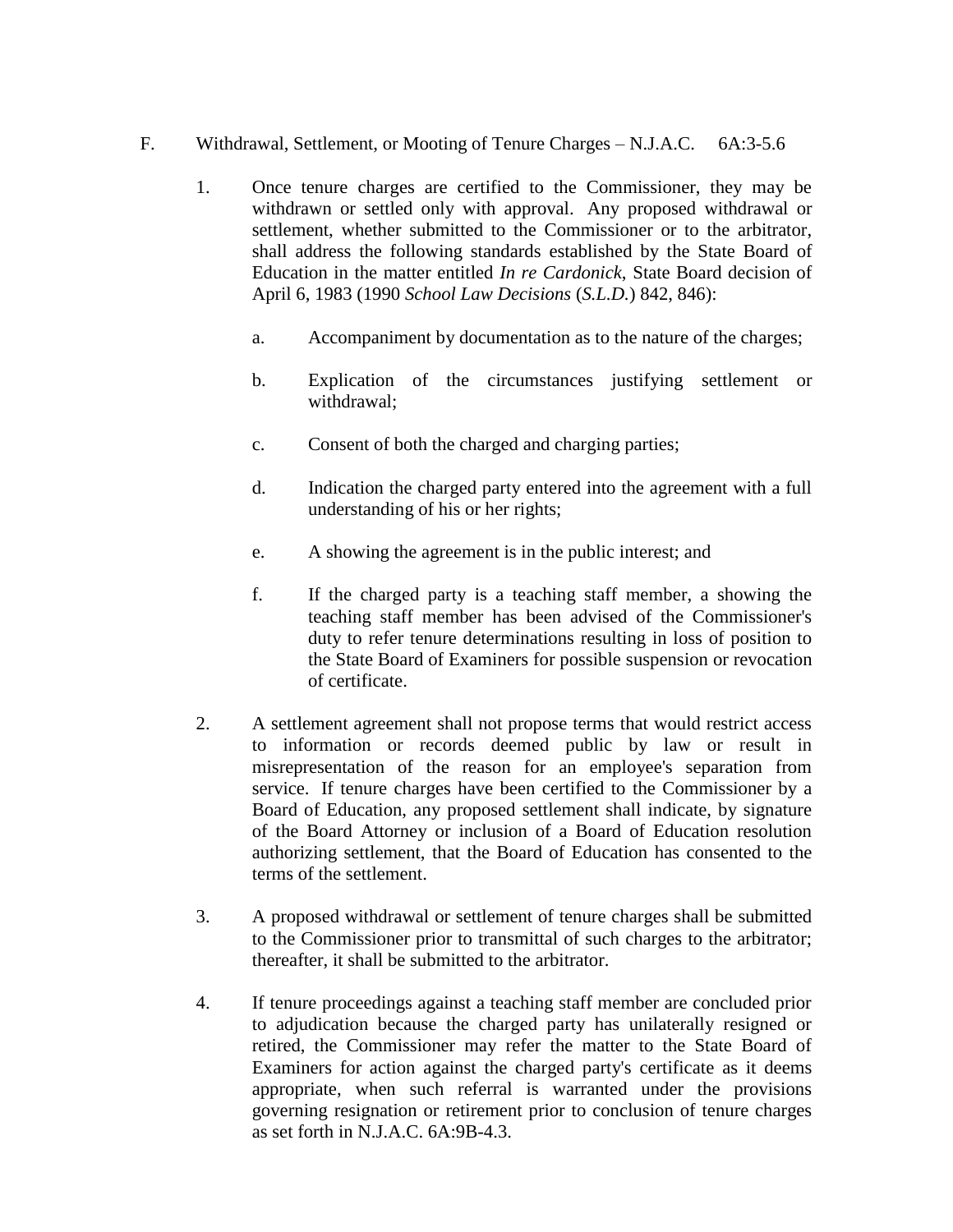F. Withdrawal, Settlement, or Mooting of Tenure Charges – N.J.A.C. 6A:3-5.6

1. Once tenure charges are certified to the Commissioner, they may be withdrawn or settled only with approval. Any proposed withdrawal or settlement, whether submitted to the Commissioner or to the arbitrator, shall address the following standards established by the State Board of Education in the matter entitled *In re Cardonick*, State Board decision of April 6, 1983 (1990 *School Law Decisions* (*S.L.D.*) 842, 846):

   a. Accompaniment by documentation as to the nature of the charges;

   b. Explication of the circumstances justifying settlement or withdrawal;

   c. Consent of both the charged and charging parties;

   d. Indication the charged party entered into the agreement with a full understanding of his or her rights;

   e. A showing the agreement is in the public interest; and

   f. If the charged party is a teaching staff member, a showing the teaching staff member has been advised of the Commissioner's duty to refer tenure determinations resulting in loss of position to the State Board of Examiners for possible suspension or revocation of certificate.

2. A settlement agreement shall not propose terms that would restrict access to information or records deemed public by law or result in misrepresentation of the reason for an employee's separation from service. If tenure charges have been certified to the Commissioner by a Board of Education, any proposed settlement shall indicate, by signature of the Board Attorney or inclusion of a Board of Education resolution authorizing settlement, that the Board of Education has consented to the terms of the settlement.

3. A proposed withdrawal or settlement of tenure charges shall be submitted to the Commissioner prior to transmittal of such charges to the arbitrator; thereafter, it shall be submitted to the arbitrator.

4. If tenure proceedings against a teaching staff member are concluded prior to adjudication because the charged party has unilaterally resigned or retired, the Commissioner may refer the matter to the State Board of Examiners for action against the charged party's certificate as it deems appropriate, when such referral is warranted under the provisions governing resignation or retirement prior to conclusion of tenure charges as set forth in N.J.A.C. 6A:9B-4.3.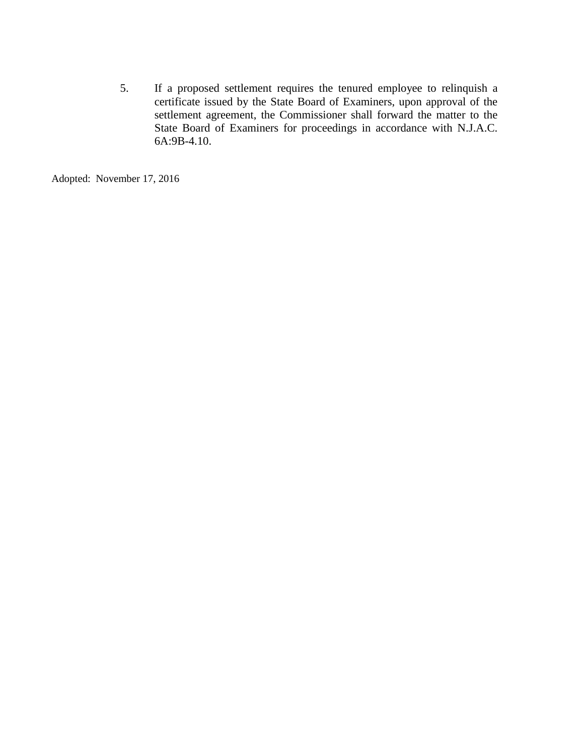5. If a proposed settlement requires the tenured employee to relinquish a certificate issued by the State Board of Examiners, upon approval of the settlement agreement, the Commissioner shall forward the matter to the State Board of Examiners for proceedings in accordance with N.J.A.C. 6A:9B-4.10.

Adopted: November 17, 2016